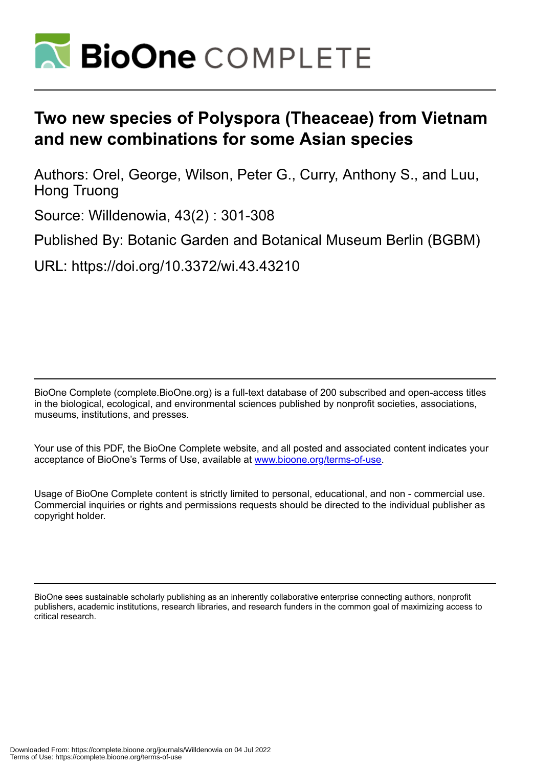# Two new species of Polyspora (Theaceae) from Vietnam and new combinations for some Asian species

Authors: Orel, George, Wilson, Peter G., Curry, Anthony S., and Luu, Hong Truong

Source: Willdenowia, 43(2) : 301-308

Published By: Botanic Garden and Botanical Museum Berlin (BGBM)

URL: https://doi.org/10.3372/wi.43.43210

BioOne Complete (complete.BioOne.org) is a full-text database of 200 subscribed and open-access titles in the biological, ecological, and environmental sciences published by nonprofit societies, associations, museums, institutions, and presses.

Your use of this PDF, the BioOne Complete website, and all posted and associated content indicates your acceptance of BioOne's Terms of Use, available at www.bioone.org/terms-of-use.

Usage of BioOne Complete content is strictly limited to personal, educational, and non - commercial use. Commercial inquiries or rights and permissions requests should be directed to the individual publisher as copyright holder.

BioOne sees sustainable scholarly publishing as an inherently collaborative enterprise connecting authors, nonprofit publishers, academic institutions, research libraries, and research funders in the common goal of maximizing access to critical research.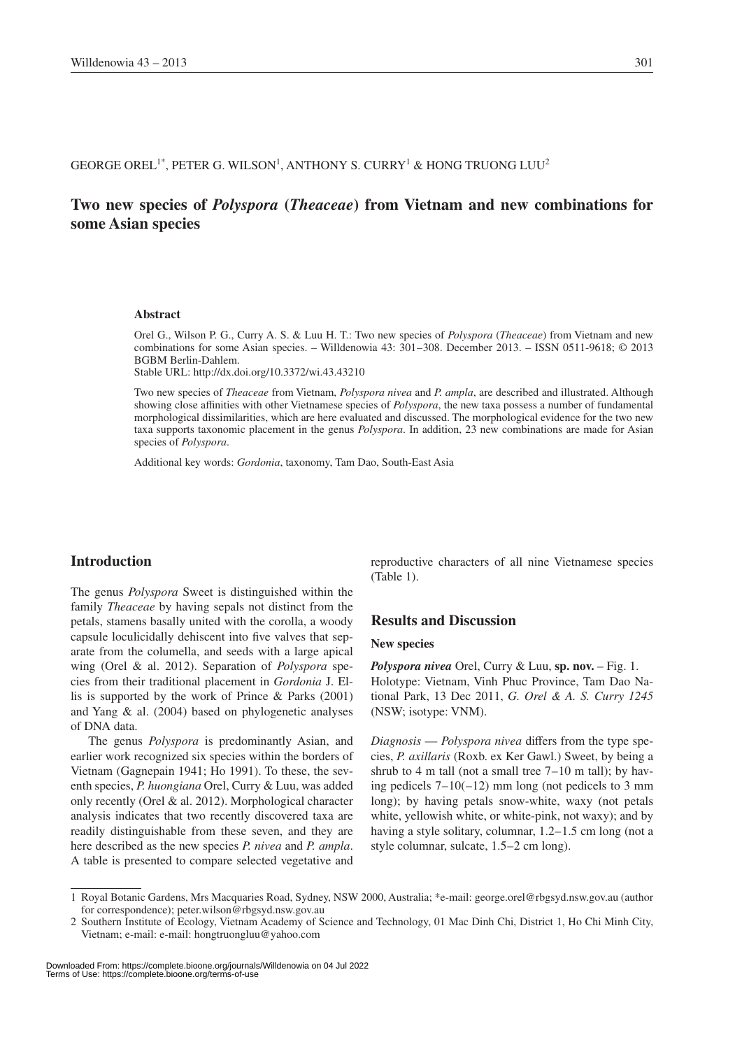GEORGE OREL[1*], PETER G. WILSON[1], ANTHONY S. CURRY[1] & HONG TRUONG LUU[2]

# Two new species of *Polyspora* (*Theaceae*) from Vietnam and new combinations for some Asian species

### Abstract

Orel G., Wilson P. G., Curry A. S. & Luu H. T.: Two new species of *Polyspora* (*Theaceae*) from Vietnam and new combinations for some Asian species. – Willdenowia 43: 301–308. December 2013. – ISSN 0511-9618; © 2013 BGBM Berlin-Dahlem.
Stable URL: http://dx.doi.org/10.3372/wi.43.43210

Two new species of *Theaceae* from Vietnam, *Polyspora nivea* and *P. ampla*, are described and illustrated. Although showing close affinities with other Vietnamese species of *Polyspora*, the new taxa possess a number of fundamental morphological dissimilarities, which are here evaluated and discussed. The morphological evidence for the two new taxa supports taxonomic placement in the genus *Polyspora*. In addition, 23 new combinations are made for Asian species of *Polyspora*.

Additional key words: *Gordonia*, taxonomy, Tam Dao, South-East Asia

## Introduction

The genus *Polyspora* Sweet is distinguished within the family *Theaceae* by having sepals not distinct from the petals, stamens basally united with the corolla, a woody capsule loculicidally dehiscent into five valves that separate from the columella, and seeds with a large apical wing (Orel & al. 2012). Separation of *Polyspora* species from their traditional placement in *Gordonia* J. Ellis is supported by the work of Prince & Parks (2001) and Yang & al. (2004) based on phylogenetic analyses of DNA data.

The genus *Polyspora* is predominantly Asian, and earlier work recognized six species within the borders of Vietnam (Gagnepain 1941; Ho 1991). To these, the seventh species, *P. huongiana* Orel, Curry & Luu, was added only recently (Orel & al. 2012). Morphological character analysis indicates that two recently discovered taxa are readily distinguishable from these seven, and they are here described as the new species *P. nivea* and *P. ampla*. A table is presented to compare selected vegetative and reproductive characters of all nine Vietnamese species (Table 1).

## Results and Discussion

### New species

***Polyspora nivea*** Orel, Curry & Luu, **sp. nov.** – Fig. 1.
Holotype: Vietnam, Vinh Phuc Province, Tam Dao National Park, 13 Dec 2011, *G. Orel & A. S. Curry 1245* (NSW; isotype: VNM).

*Diagnosis* — *Polyspora nivea* differs from the type species, *P. axillaris* (Roxb. ex Ker Gawl.) Sweet, by being a shrub to 4 m tall (not a small tree 7–10 m tall); by having pedicels 7–10(–12) mm long (not pedicels to 3 mm long); by having petals snow-white, waxy (not petals white, yellowish white, or white-pink, not waxy); and by having a style solitary, columnar, 1.2–1.5 cm long (not a style columnar, sulcate, 1.5–2 cm long).

---

1 Royal Botanic Gardens, Mrs Macquaries Road, Sydney, NSW 2000, Australia; *e-mail: george.orel@rbgsyd.nsw.gov.au (author for correspondence); peter.wilson@rbgsyd.nsw.gov.au

2 Southern Institute of Ecology, Vietnam Academy of Science and Technology, 01 Mac Dinh Chi, District 1, Ho Chi Minh City, Vietnam; e-mail: e-mail: hongtruongluu@yahoo.com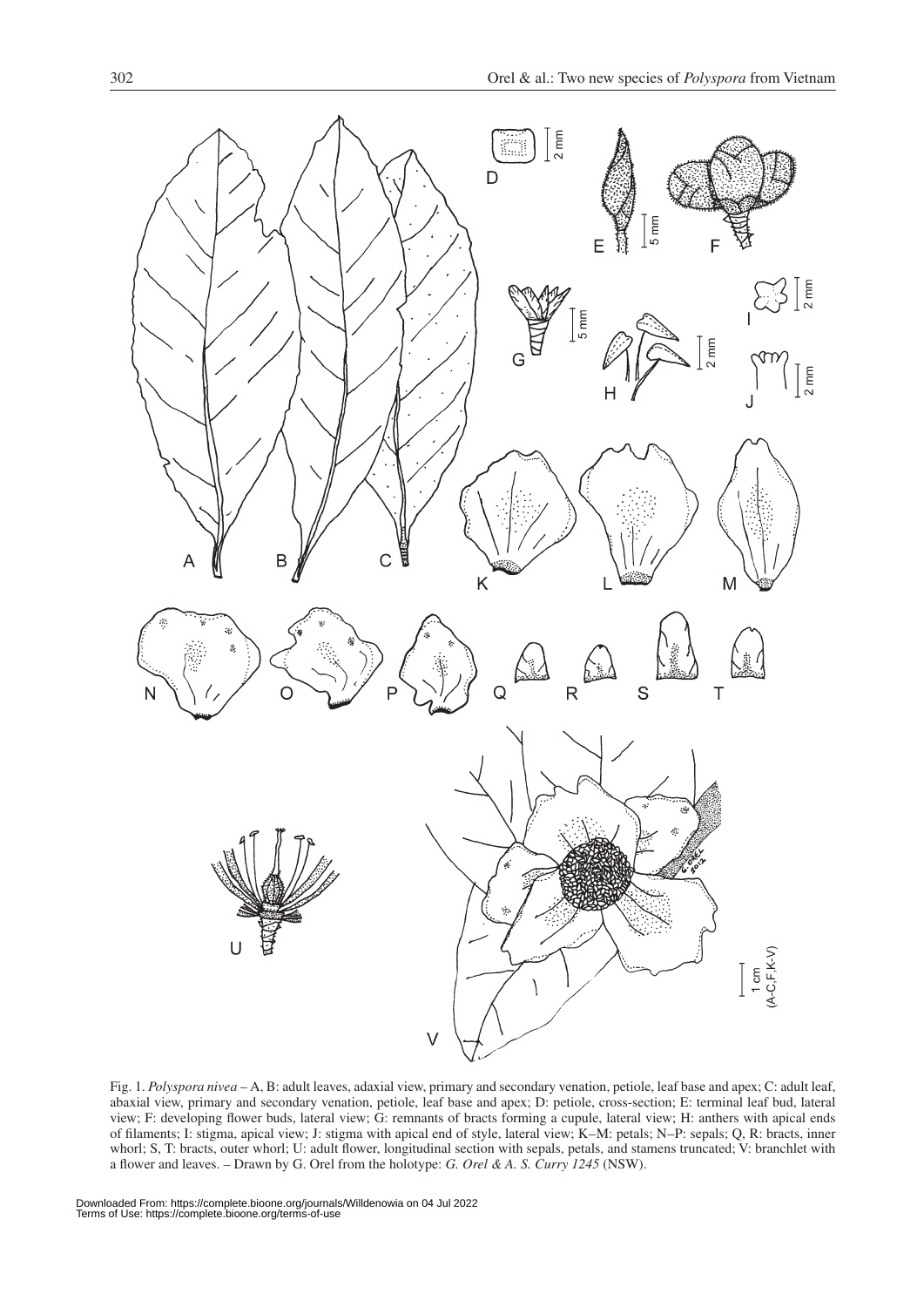Fig. 1. *Polyspora nivea* – A, B: adult leaves, adaxial view, primary and secondary venation, petiole, leaf base and apex; C: adult leaf, abaxial view, primary and secondary venation, petiole, leaf base and apex; D: petiole, cross-section; E: terminal leaf bud, lateral view; F: developing flower buds, lateral view; G: remnants of bracts forming a cupule, lateral view; H: anthers with apical ends of filaments; I: stigma, apical view; J: stigma with apical end of style, lateral view; K–M: petals; N–P: sepals; Q, R: bracts, inner whorl; S, T: bracts, outer whorl; U: adult flower, longitudinal section with sepals, petals, and stamens truncated; V: branchlet with a flower and leaves. – Drawn by G. Orel from the holotype: *G. Orel & A. S. Curry 1245* (NSW).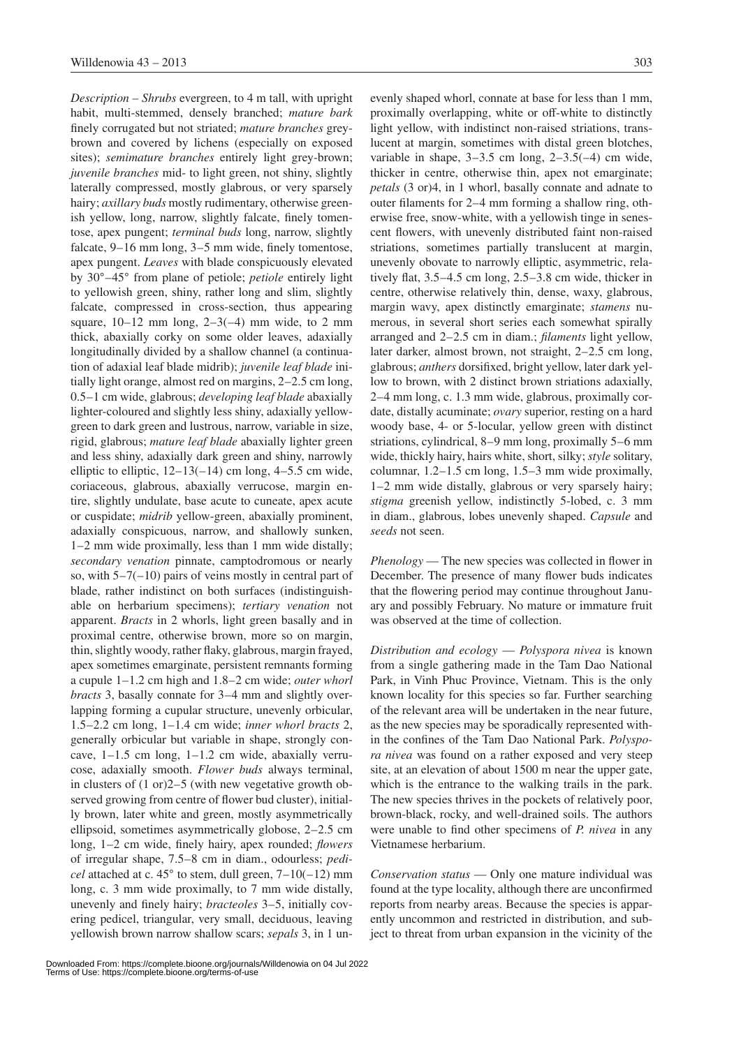*Description* – *Shrubs* evergreen, to 4 m tall, with upright habit, multi-stemmed, densely branched; *mature bark* finely corrugated but not striated; *mature branches* grey-brown and covered by lichens (especially on exposed sites); *semimature branches* entirely light grey-brown; *juvenile branches* mid- to light green, not shiny, slightly laterally compressed, mostly glabrous, or very sparsely hairy; *axillary buds* mostly rudimentary, otherwise greenish yellow, long, narrow, slightly falcate, finely tomentose, apex pungent; *terminal buds* long, narrow, slightly falcate, 9–16 mm long, 3–5 mm wide, finely tomentose, apex pungent. *Leaves* with blade conspicuously elevated by 30°–45° from plane of petiole; *petiole* entirely light to yellowish green, shiny, rather long and slim, slightly falcate, compressed in cross-section, thus appearing square, 10–12 mm long, 2–3(–4) mm wide, to 2 mm thick, abaxially corky on some older leaves, adaxially longitudinally divided by a shallow channel (a continuation of adaxial leaf blade midrib); *juvenile leaf blade* initially light orange, almost red on margins, 2–2.5 cm long, 0.5–1 cm wide, glabrous; *developing leaf blade* abaxially lighter-coloured and slightly less shiny, adaxially yellow-green to dark green and lustrous, narrow, variable in size, rigid, glabrous; *mature leaf blade* abaxially lighter green and less shiny, adaxially dark green and shiny, narrowly elliptic to elliptic, 12–13(–14) cm long, 4–5.5 cm wide, coriaceous, glabrous, abaxially verrucose, margin entire, slightly undulate, base acute to cuneate, apex acute or cuspidate; *midrib* yellow-green, abaxially prominent, adaxially conspicuous, narrow, and shallowly sunken, 1–2 mm wide proximally, less than 1 mm wide distally; *secondary venation* pinnate, camptodromous or nearly so, with 5–7(–10) pairs of veins mostly in central part of blade, rather indistinct on both surfaces (indistinguishable on herbarium specimens); *tertiary venation* not apparent. *Bracts* in 2 whorls, light green basally and in proximal centre, otherwise brown, more so on margin, thin, slightly woody, rather flaky, glabrous, margin frayed, apex sometimes emarginate, persistent remnants forming a cupule 1–1.2 cm high and 1.8–2 cm wide; *outer whorl bracts* 3, basally connate for 3–4 mm and slightly overlapping forming a cupular structure, unevenly orbicular, 1.5–2.2 cm long, 1–1.4 cm wide; *inner whorl bracts* 2, generally orbicular but variable in shape, strongly concave, 1–1.5 cm long, 1–1.2 cm wide, abaxially verrucose, adaxially smooth. *Flower buds* always terminal, in clusters of (1 or)2–5 (with new vegetative growth observed growing from centre of flower bud cluster), initially brown, later white and green, mostly asymmetrically ellipsoid, sometimes asymmetrically globose, 2–2.5 cm long, 1–2 cm wide, finely hairy, apex rounded; *flowers* of irregular shape, 7.5–8 cm in diam., odourless; *pedicel* attached at c. 45° to stem, dull green, 7–10(–12) mm long, c. 3 mm wide proximally, to 7 mm wide distally, unevenly and finely hairy; *bracteoles* 3–5, initially covering pedicel, triangular, very small, deciduous, leaving yellowish brown narrow shallow scars; *sepals* 3, in 1 unevenly shaped whorl, connate at base for less than 1 mm, proximally overlapping, white or off-white to distinctly light yellow, with indistinct non-raised striations, translucent at margin, sometimes with distal green blotches, variable in shape, 3–3.5 cm long, 2–3.5(–4) cm wide, thicker in centre, otherwise thin, apex not emarginate; *petals* (3 or)4, in 1 whorl, basally connate and adnate to outer filaments for 2–4 mm forming a shallow ring, otherwise free, snow-white, with a yellowish tinge in senescent flowers, with unevenly distributed faint non-raised striations, sometimes partially translucent at margin, unevenly obovate to narrowly elliptic, asymmetric, relatively flat, 3.5–4.5 cm long, 2.5–3.8 cm wide, thicker in centre, otherwise relatively thin, dense, waxy, glabrous, margin wavy, apex distinctly emarginate; *stamens* numerous, in several short series each somewhat spirally arranged and 2–2.5 cm in diam.; *filaments* light yellow, later darker, almost brown, not straight, 2–2.5 cm long, glabrous; *anthers* dorsifixed, bright yellow, later dark yellow to brown, with 2 distinct brown striations adaxially, 2–4 mm long, c. 1.3 mm wide, glabrous, proximally cordate, distally acuminate; *ovary* superior, resting on a hard woody base, 4- or 5-locular, yellow green with distinct striations, cylindrical, 8–9 mm long, proximally 5–6 mm wide, thickly hairy, hairs white, short, silky; *style* solitary, columnar, 1.2–1.5 cm long, 1.5–3 mm wide proximally, 1–2 mm wide distally, glabrous or very sparsely hairy; *stigma* greenish yellow, indistinctly 5-lobed, c. 3 mm in diam., glabrous, lobes unevenly shaped. *Capsule* and *seeds* not seen.

*Phenology* — The new species was collected in flower in December. The presence of many flower buds indicates that the flowering period may continue throughout January and possibly February. No mature or immature fruit was observed at the time of collection.

*Distribution and ecology* — *Polyspora nivea* is known from a single gathering made in the Tam Dao National Park, in Vinh Phuc Province, Vietnam. This is the only known locality for this species so far. Further searching of the relevant area will be undertaken in the near future, as the new species may be sporadically represented within the confines of the Tam Dao National Park. *Polyspora nivea* was found on a rather exposed and very steep site, at an elevation of about 1500 m near the upper gate, which is the entrance to the walking trails in the park. The new species thrives in the pockets of relatively poor, brown-black, rocky, and well-drained soils. The authors were unable to find other specimens of *P. nivea* in any Vietnamese herbarium.

*Conservation status* — Only one mature individual was found at the type locality, although there are unconfirmed reports from nearby areas. Because the species is apparently uncommon and restricted in distribution, and subject to threat from urban expansion in the vicinity of the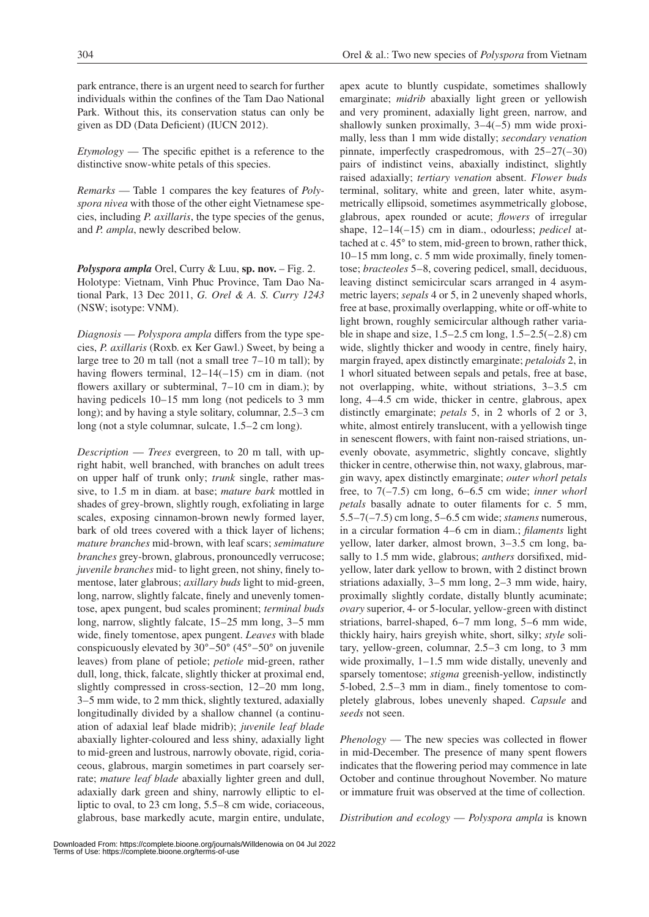park entrance, there is an urgent need to search for further individuals within the confines of the Tam Dao National Park. Without this, its conservation status can only be given as DD (Data Deficient) (IUCN 2012).

*Etymology* — The specific epithet is a reference to the distinctive snow-white petals of this species.

*Remarks* — Table 1 compares the key features of *Polyspora nivea* with those of the other eight Vietnamese species, including *P. axillaris*, the type species of the genus, and *P. ampla*, newly described below.

***Polyspora ampla*** Orel, Curry & Luu, **sp. nov.** – Fig. 2. Holotype: Vietnam, Vinh Phuc Province, Tam Dao National Park, 13 Dec 2011, *G. Orel & A. S. Curry 1243* (NSW; isotype: VNM).

*Diagnosis* — *Polyspora ampla* differs from the type species, *P. axillaris* (Roxb. ex Ker Gawl.) Sweet, by being a large tree to 20 m tall (not a small tree 7–10 m tall); by having flowers terminal, 12–14(–15) cm in diam. (not flowers axillary or subterminal, 7–10 cm in diam.); by having pedicels 10–15 mm long (not pedicels to 3 mm long); and by having a style solitary, columnar, 2.5–3 cm long (not a style columnar, sulcate, 1.5–2 cm long).

*Description* — *Trees* evergreen, to 20 m tall, with upright habit, well branched, with branches on adult trees on upper half of trunk only; *trunk* single, rather massive, to 1.5 m in diam. at base; *mature bark* mottled in shades of grey-brown, slightly rough, exfoliating in large scales, exposing cinnamon-brown newly formed layer, bark of old trees covered with a thick layer of lichens; *mature branches* mid-brown, with leaf scars; *semimature branches* grey-brown, glabrous, pronouncedly verrucose; *juvenile branches* mid- to light green, not shiny, finely tomentose, later glabrous; *axillary buds* light to mid-green, long, narrow, slightly falcate, finely and unevenly tomentose, apex pungent, bud scales prominent; *terminal buds* long, narrow, slightly falcate, 15–25 mm long, 3–5 mm wide, finely tomentose, apex pungent. *Leaves* with blade conspicuously elevated by 30°–50° (45°–50° on juvenile leaves) from plane of petiole; *petiole* mid-green, rather dull, long, thick, falcate, slightly thicker at proximal end, slightly compressed in cross-section, 12–20 mm long, 3–5 mm wide, to 2 mm thick, slightly textured, adaxially longitudinally divided by a shallow channel (a continuation of adaxial leaf blade midrib); *juvenile leaf blade* abaxially lighter-coloured and less shiny, adaxially light to mid-green and lustrous, narrowly obovate, rigid, coriaceous, glabrous, margin sometimes in part coarsely serrate; *mature leaf blade* abaxially lighter green and dull, adaxially dark green and shiny, narrowly elliptic to elliptic to oval, to 23 cm long, 5.5–8 cm wide, coriaceous, glabrous, base markedly acute, margin entire, undulate, apex acute to bluntly cuspidate, sometimes shallowly emarginate; *midrib* abaxially light green or yellowish and very prominent, adaxially light green, narrow, and shallowly sunken proximally, 3–4(–5) mm wide proximally, less than 1 mm wide distally; *secondary venation* pinnate, imperfectly craspedromous, with 25–27(–30) pairs of indistinct veins, abaxially indistinct, slightly raised adaxially; *tertiary venation* absent. *Flower buds* terminal, solitary, white and green, later white, asymmetrically ellipsoid, sometimes asymmetrically globose, glabrous, apex rounded or acute; *flowers* of irregular shape, 12–14(–15) cm in diam., odourless; *pedicel* attached at c. 45° to stem, mid-green to brown, rather thick, 10–15 mm long, c. 5 mm wide proximally, finely tomentose; *bracteoles* 5–8, covering pedicel, small, deciduous, leaving distinct semicircular scars arranged in 4 asymmetric layers; *sepals* 4 or 5, in 2 unevenly shaped whorls, free at base, proximally overlapping, white or off-white to light brown, roughly semicircular although rather variable in shape and size, 1.5–2.5 cm long, 1.5–2.5(–2.8) cm wide, slightly thicker and woody in centre, finely hairy, margin frayed, apex distinctly emarginate; *petaloids* 2, in 1 whorl situated between sepals and petals, free at base, not overlapping, white, without striations, 3–3.5 cm long, 4–4.5 cm wide, thicker in centre, glabrous, apex distinctly emarginate; *petals* 5, in 2 whorls of 2 or 3, white, almost entirely translucent, with a yellowish tinge in senescent flowers, with faint non-raised striations, unevenly obovate, asymmetric, slightly concave, slightly thicker in centre, otherwise thin, not waxy, glabrous, margin wavy, apex distinctly emarginate; *outer whorl petals* free, to 7(–7.5) cm long, 6–6.5 cm wide; *inner whorl petals* basally adnate to outer filaments for c. 5 mm, 5.5–7(–7.5) cm long, 5–6.5 cm wide; *stamens* numerous, in a circular formation 4–6 cm in diam.; *filaments* light yellow, later darker, almost brown, 3–3.5 cm long, basally to 1.5 mm wide, glabrous; *anthers* dorsifixed, mid-yellow, later dark yellow to brown, with 2 distinct brown striations adaxially, 3–5 mm long, 2–3 mm wide, hairy, proximally slightly cordate, distally bluntly acuminate; *ovary* superior, 4- or 5-locular, yellow-green with distinct striations, barrel-shaped, 6–7 mm long, 5–6 mm wide, thickly hairy, hairs greyish white, short, silky; *style* solitary, yellow-green, columnar, 2.5–3 cm long, to 3 mm wide proximally, 1–1.5 mm wide distally, unevenly and sparsely tomentose; *stigma* greenish-yellow, indistinctly 5-lobed, 2.5–3 mm in diam., finely tomentose to completely glabrous, lobes unevenly shaped. *Capsule* and *seeds* not seen.

*Phenology* — The new species was collected in flower in mid-December. The presence of many spent flowers indicates that the flowering period may commence in late October and continue throughout November. No mature or immature fruit was observed at the time of collection.

*Distribution and ecology* — *Polyspora ampla* is known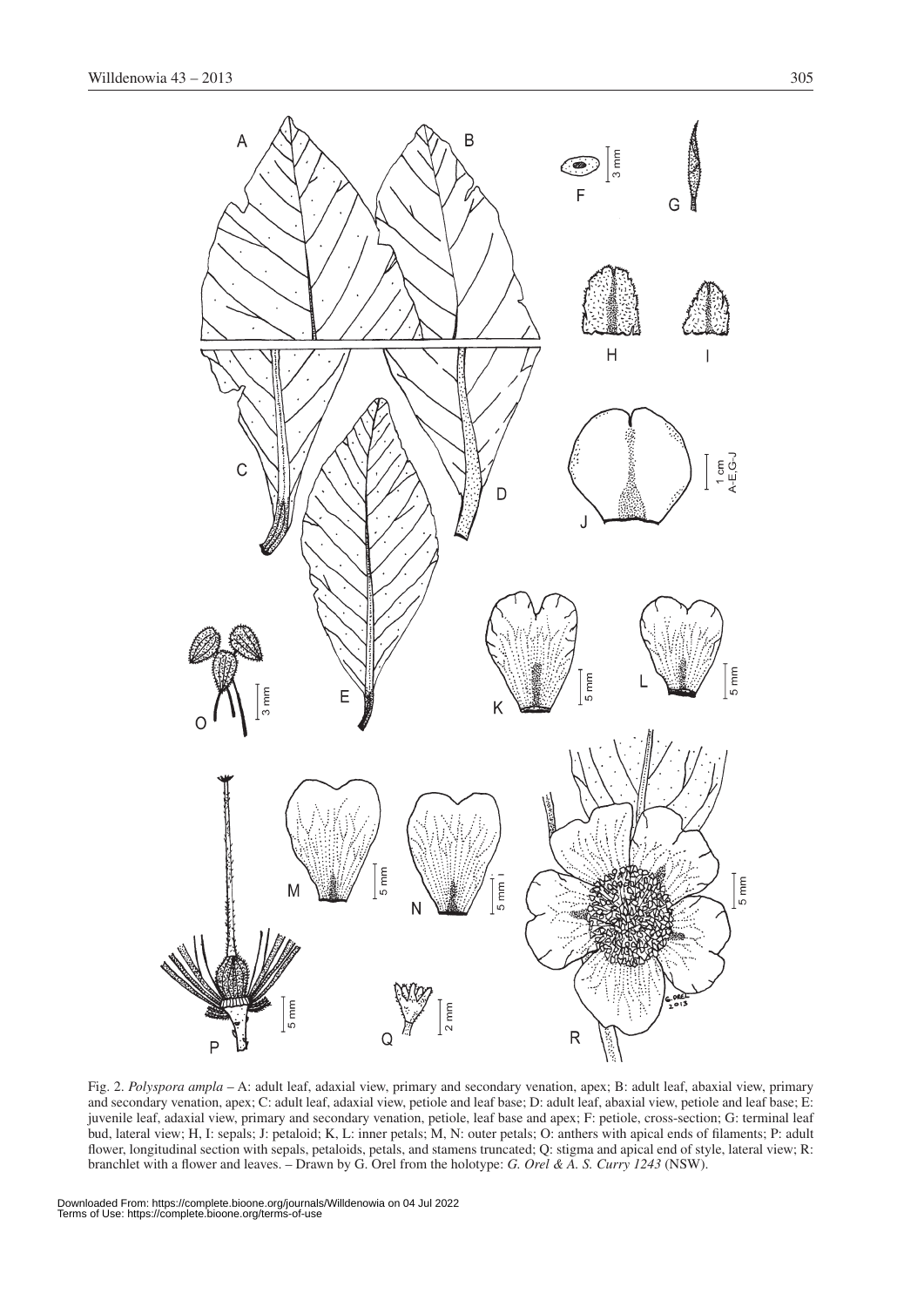Fig. 2. *Polyspora ampla* – A: adult leaf, adaxial view, primary and secondary venation, apex; B: adult leaf, abaxial view, primary and secondary venation, apex; C: adult leaf, adaxial view, petiole and leaf base; D: adult leaf, abaxial view, petiole and leaf base; E: juvenile leaf, adaxial view, primary and secondary venation, petiole, leaf base and apex; F: petiole, cross-section; G: terminal leaf bud, lateral view; H, I: sepals; J: petaloid; K, L: inner petals; M, N: outer petals; O: anthers with apical ends of filaments; P: adult flower, longitudinal section with sepals, petaloids, petals, and stamens truncated; Q: stigma and apical end of style, lateral view; R: branchlet with a flower and leaves. – Drawn by G. Orel from the holotype: *G. Orel & A. S. Curry 1243* (NSW).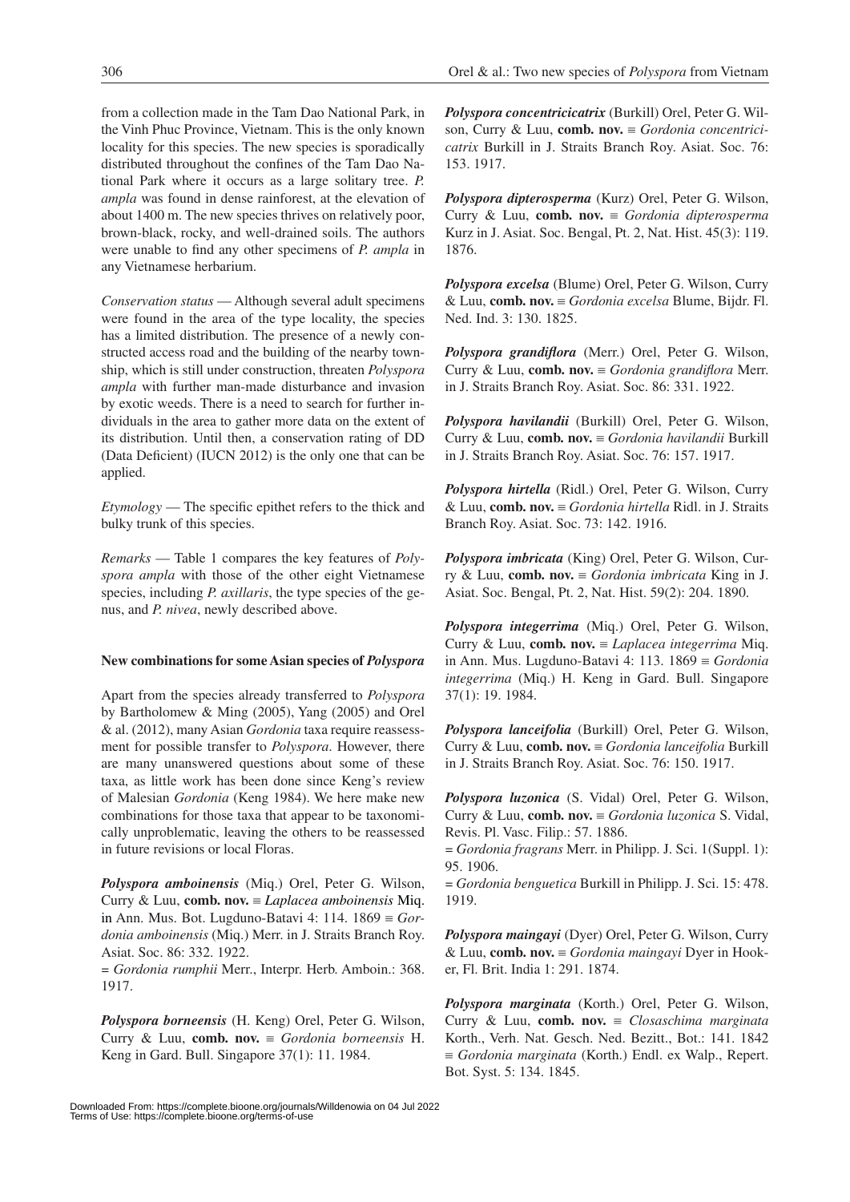from a collection made in the Tam Dao National Park, in the Vinh Phuc Province, Vietnam. This is the only known locality for this species. The new species is sporadically distributed throughout the confines of the Tam Dao National Park where it occurs as a large solitary tree. *P. ampla* was found in dense rainforest, at the elevation of about 1400 m. The new species thrives on relatively poor, brown-black, rocky, and well-drained soils. The authors were unable to find any other specimens of *P. ampla* in any Vietnamese herbarium.

*Conservation status* — Although several adult specimens were found in the area of the type locality, the species has a limited distribution. The presence of a newly constructed access road and the building of the nearby township, which is still under construction, threaten *Polyspora ampla* with further man-made disturbance and invasion by exotic weeds. There is a need to search for further individuals in the area to gather more data on the extent of its distribution. Until then, a conservation rating of DD (Data Deficient) (IUCN 2012) is the only one that can be applied.

*Etymology* — The specific epithet refers to the thick and bulky trunk of this species.

*Remarks* — Table 1 compares the key features of *Polyspora ampla* with those of the other eight Vietnamese species, including *P. axillaris*, the type species of the genus, and *P. nivea*, newly described above.

## New combinations for some Asian species of *Polyspora*

Apart from the species already transferred to *Polyspora* by Bartholomew & Ming (2005), Yang (2005) and Orel & al. (2012), many Asian *Gordonia* taxa require reassessment for possible transfer to *Polyspora*. However, there are many unanswered questions about some of these taxa, as little work has been done since Keng's review of Malesian *Gordonia* (Keng 1984). We here make new combinations for those taxa that appear to be taxonomically unproblematic, leaving the others to be reassessed in future revisions or local Floras.

***Polyspora amboinensis*** (Miq.) Orel, Peter G. Wilson, Curry & Luu, **comb. nov.** ≡ *Laplacea amboinensis* Miq. in Ann. Mus. Bot. Lugduno-Batavi 4: 114. 1869 ≡ *Gordonia amboinensis* (Miq.) Merr. in J. Straits Branch Roy. Asiat. Soc. 86: 332. 1922.
= *Gordonia rumphii* Merr., Interpr. Herb. Amboin.: 368. 1917.

***Polyspora borneensis*** (H. Keng) Orel, Peter G. Wilson, Curry & Luu, **comb. nov.** ≡ *Gordonia borneensis* H. Keng in Gard. Bull. Singapore 37(1): 11. 1984.

***Polyspora concentricicatrix*** (Burkill) Orel, Peter G. Wilson, Curry & Luu, **comb. nov.** ≡ *Gordonia concentricicatrix* Burkill in J. Straits Branch Roy. Asiat. Soc. 76: 153. 1917.

***Polyspora dipterosperma*** (Kurz) Orel, Peter G. Wilson, Curry & Luu, **comb. nov.** ≡ *Gordonia dipterosperma* Kurz in J. Asiat. Soc. Bengal, Pt. 2, Nat. Hist. 45(3): 119. 1876.

***Polyspora excelsa*** (Blume) Orel, Peter G. Wilson, Curry & Luu, **comb. nov.** ≡ *Gordonia excelsa* Blume, Bijdr. Fl. Ned. Ind. 3: 130. 1825.

***Polyspora grandiflora*** (Merr.) Orel, Peter G. Wilson, Curry & Luu, **comb. nov.** ≡ *Gordonia grandiflora* Merr. in J. Straits Branch Roy. Asiat. Soc. 86: 331. 1922.

***Polyspora havilandii*** (Burkill) Orel, Peter G. Wilson, Curry & Luu, **comb. nov.** ≡ *Gordonia havilandii* Burkill in J. Straits Branch Roy. Asiat. Soc. 76: 157. 1917.

***Polyspora hirtella*** (Ridl.) Orel, Peter G. Wilson, Curry & Luu, **comb. nov.** ≡ *Gordonia hirtella* Ridl. in J. Straits Branch Roy. Asiat. Soc. 73: 142. 1916.

***Polyspora imbricata*** (King) Orel, Peter G. Wilson, Curry & Luu, **comb. nov.** ≡ *Gordonia imbricata* King in J. Asiat. Soc. Bengal, Pt. 2, Nat. Hist. 59(2): 204. 1890.

***Polyspora integerrima*** (Miq.) Orel, Peter G. Wilson, Curry & Luu, **comb. nov.** ≡ *Laplacea integerrima* Miq. in Ann. Mus. Lugduno-Batavi 4: 113. 1869 ≡ *Gordonia integerrima* (Miq.) H. Keng in Gard. Bull. Singapore 37(1): 19. 1984.

***Polyspora lanceifolia*** (Burkill) Orel, Peter G. Wilson, Curry & Luu, **comb. nov.** ≡ *Gordonia lanceifolia* Burkill in J. Straits Branch Roy. Asiat. Soc. 76: 150. 1917.

***Polyspora luzonica*** (S. Vidal) Orel, Peter G. Wilson, Curry & Luu, **comb. nov.** ≡ *Gordonia luzonica* S. Vidal, Revis. Pl. Vasc. Filip.: 57. 1886.
= *Gordonia fragrans* Merr. in Philipp. J. Sci. 1(Suppl. 1): 95. 1906.
= *Gordonia benguetica* Burkill in Philipp. J. Sci. 15: 478. 1919.

***Polyspora maingayi*** (Dyer) Orel, Peter G. Wilson, Curry & Luu, **comb. nov.** ≡ *Gordonia maingayi* Dyer in Hooker, Fl. Brit. India 1: 291. 1874.

***Polyspora marginata*** (Korth.) Orel, Peter G. Wilson, Curry & Luu, **comb. nov.** ≡ *Closaschima marginata* Korth., Verh. Nat. Gesch. Ned. Bezitt., Bot.: 141. 1842 ≡ *Gordonia marginata* (Korth.) Endl. ex Walp., Repert. Bot. Syst. 5: 134. 1845.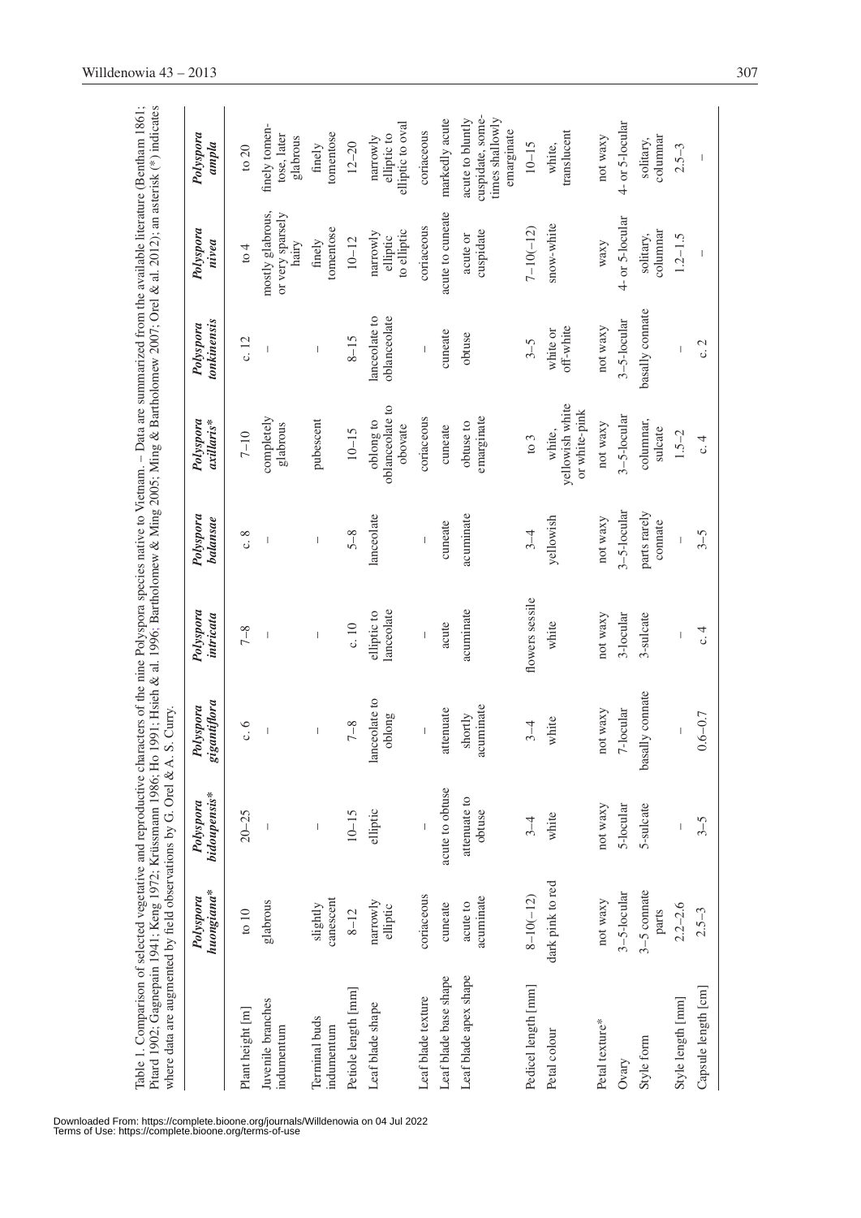Table 1. Comparison of selected vegetative and reproductive characters of the nine Polyspora species native to Vietnam. – Data are summarized from the available literature (Bentham 1861; Pitard 1902; Gagnepain 1941; Keng 1972; Krüssmann 1986; Ho 1991; Hsieh & al. 1996; Bartholomew & Ming 2005; Ming & Bartholomew 2007; Orel & al. 2012); an asterisk (*) indicates where data are augmented by field observations by G. Orel & A. S. Curry.

| | *Polyspora huongiana** | *Polyspora bidoupensis** | *Polyspora gigantiflora* | *Polyspora intricata* | *Polyspora balansae* | *Polyspora axillaris** | *Polyspora tonkinensis* | *Polyspora nivea* | *Polyspora ampla* |
|---|---|---|---|---|---|---|---|---|---|
| Plant height [m] | to 10 | 20–25 | c. 6 | 7–8 | c. 8 | 7–10 | c. 12 | to 4 | to 20 |
| Juvenile branches indumentum | glabrous | – | – | – | – | completely glabrous | – | mostly glabrous, or very sparsely hairy | finely tomentose, later glabrous |
| Terminal buds indumentum | slightly canescent | – | – | – | – | pubescent | – | finely tomentose | finely tomentose |
| Petiole length [mm] | 8–12 | 10–15 | 7–8 | c. 10 | 5–8 | 10–15 | 8–15 | 10–12 | 12–20 |
| Leaf blade shape | narrowly elliptic | elliptic | lanceolate to oblong | elliptic to lanceolate | lanceolate | oblong to oblanceolate to obovate | lanceolate to oblanceolate | narrowly elliptic to elliptic | narrowly elliptic to elliptic to oval |
| Leaf blade texture | coriaceous | – | – | – | – | coriaceous | – | coriaceous | coriaceous |
| Leaf blade base shape | cuneate | acute to obtuse | attenuate | acute | cuneate | cuneate | cuneate | acute to cuneate | markedly acute |
| Leaf blade apex shape | acute to acuminate | attenuate to obtuse | shortly acuminate | acuminate | acuminate | obtuse to emarginate | obtuse | acute or cuspidate | acute to bluntly cuspidate, sometimes shallowly emarginate |
| Pedicel length [mm] | 8–10(–12) | 3–4 | 3–4 | flowers sessile | 3–4 | to 3 | 3–5 | 7–10(–12) | 10–15 |
| Petal colour | dark pink to red | white | white | white | yellowish | white, yellowish white or white-pink | white or off-white | snow-white | white, translucent |
| Petal texture* | not waxy | not waxy | not waxy | not waxy | not waxy | not waxy | not waxy | waxy | not waxy |
| Ovary | 3–5-locular | 5-locular | 7-locular | 3-locular | 3–5-locular | 3–5-locular | 3–5-locular | 4- or 5-locular | 4- or 5-locular |
| Style form | 3–5 connate parts | 5-sulcate | basally connate | 3-sulcate | parts rarely connate | columnar, sulcate | basally connate | solitary, columnar | solitary, columnar |
| Style length [mm] | 2.2–2.6 | – | – | – | – | 1.5–2 | – | 1.2–1.5 | 2.5–3 |
| Capsule length [cm] | 2.5–3 | 3–5 | 0.6–0.7 | c. 4 | 3–5 | c. 4 | c. 2 | – | – |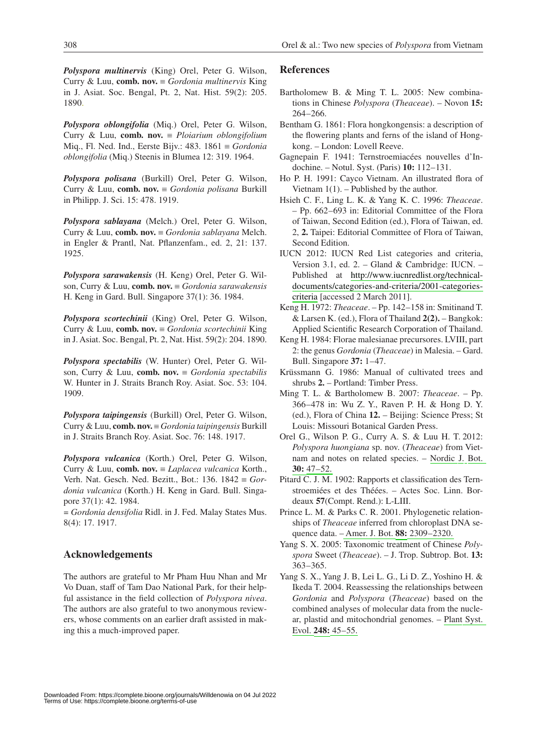***Polyspora multinervis*** (King) Orel, Peter G. Wilson, Curry & Luu, **comb. nov.** ≡ *Gordonia multinervis* King in J. Asiat. Soc. Bengal, Pt. 2, Nat. Hist. 59(2): 205. 1890.

***Polyspora oblongifolia*** (Miq.) Orel, Peter G. Wilson, Curry & Luu, **comb. nov.** ≡ *Ploiarium oblongifolium* Miq., Fl. Ned. Ind., Eerste Bijv.: 483. 1861 ≡ *Gordonia oblongifolia* (Miq.) Steenis in Blumea 12: 319. 1964.

***Polyspora polisana*** (Burkill) Orel, Peter G. Wilson, Curry & Luu, **comb. nov.** ≡ *Gordonia polisana* Burkill in Philipp. J. Sci. 15: 478. 1919.

***Polyspora sablayana*** (Melch.) Orel, Peter G. Wilson, Curry & Luu, **comb. nov.** ≡ *Gordonia sablayana* Melch. in Engler & Prantl, Nat. Pflanzenfam., ed. 2, 21: 137. 1925.

***Polyspora sarawakensis*** (H. Keng) Orel, Peter G. Wilson, Curry & Luu, **comb. nov.** ≡ *Gordonia sarawakensis* H. Keng in Gard. Bull. Singapore 37(1): 36. 1984.

***Polyspora scortechinii*** (King) Orel, Peter G. Wilson, Curry & Luu, **comb. nov.** ≡ *Gordonia scortechinii* King in J. Asiat. Soc. Bengal, Pt. 2, Nat. Hist. 59(2): 204. 1890.

***Polyspora spectabilis*** (W. Hunter) Orel, Peter G. Wilson, Curry & Luu, **comb. nov.** ≡ *Gordonia spectabilis* W. Hunter in J. Straits Branch Roy. Asiat. Soc. 53: 104. 1909.

***Polyspora taipingensis*** (Burkill) Orel, Peter G. Wilson, Curry & Luu, **comb. nov.** ≡ *Gordonia taipingensis* Burkill in J. Straits Branch Roy. Asiat. Soc. 76: 148. 1917.

***Polyspora vulcanica*** (Korth.) Orel, Peter G. Wilson, Curry & Luu, **comb. nov.** ≡ *Laplacea vulcanica* Korth., Verh. Nat. Gesch. Ned. Bezitt., Bot.: 136. 1842 ≡ *Gordonia vulcanica* (Korth.) H. Keng in Gard. Bull. Singapore 37(1): 42. 1984.

= *Gordonia densifolia* Ridl. in J. Fed. Malay States Mus. 8(4): 17. 1917.

## Acknowledgements

The authors are grateful to Mr Pham Huu Nhan and Mr Vo Duan, staff of Tam Dao National Park, for their helpful assistance in the field collection of *Polyspora nivea*. The authors are also grateful to two anonymous reviewers, whose comments on an earlier draft assisted in making this a much-improved paper.

## References

Bartholomew B. & Ming T. L. 2005: New combinations in Chinese *Polyspora* (*Theaceae*). – Novon **15:** 264–266.

Bentham G. 1861: Flora hongkongensis: a description of the flowering plants and ferns of the island of Hongkong. – London: Lovell Reeve.

Gagnepain F. 1941: Ternstroemiacées nouvelles d'Indochine. – Notul. Syst. (Paris) **10:** 112–131.

Ho P. H. 1991: Cayco Vietnam. An illustrated flora of Vietnam 1(1). – Published by the author.

Hsieh C. F., Ling L. K. & Yang K. C. 1996: *Theaceae*. – Pp. 662–693 in: Editorial Committee of the Flora of Taiwan, Second Edition (ed.), Flora of Taiwan, ed. 2, **2.** Taipei: Editorial Committee of Flora of Taiwan, Second Edition.

IUCN 2012: IUCN Red List categories and criteria, Version 3.1, ed. 2. – Gland & Cambridge: IUCN. – Published at http://www.iucnredlist.org/technical-documents/categories-and-criteria/2001-categories-criteria [accessed 2 March 2011].

Keng H. 1972: *Theaceae*. – Pp. 142–158 in: Smitinand T. & Larsen K. (ed.), Flora of Thailand **2(2).** – Bangkok: Applied Scientific Research Corporation of Thailand.

Keng H. 1984: Florae malesianae precursores. LVIII, part 2: the genus *Gordonia* (*Theaceae*) in Malesia. – Gard. Bull. Singapore **37:** 1–47.

Krüssmann G. 1986: Manual of cultivated trees and shrubs **2.** – Portland: Timber Press.

Ming T. L. & Bartholomew B. 2007: *Theaceae*. – Pp. 366–478 in: Wu Z. Y., Raven P. H. & Hong D. Y. (ed.), Flora of China **12.** – Beijing: Science Press; St Louis: Missouri Botanical Garden Press.

Orel G., Wilson P. G., Curry A. S. & Luu H. T. 2012: *Polyspora huongiana* sp. nov. (*Theaceae*) from Vietnam and notes on related species. – Nordic J. Bot. **30:** 47–52.

Pitard C. J. M. 1902: Rapports et classification des Ternstroemiées et des Théées. – Actes Soc. Linn. Bordeaux **57**(Compt. Rend.): L-LIII.

Prince L. M. & Parks C. R. 2001. Phylogenetic relationships of *Theaceae* inferred from chloroplast DNA sequence data. – Amer. J. Bot. **88:** 2309–2320.

Yang S. X. 2005: Taxonomic treatment of Chinese *Polyspora* Sweet (*Theaceae*). – J. Trop. Subtrop. Bot. **13:** 363–365.

Yang S. X., Yang J. B, Lei L. G., Li D. Z., Yoshino H. & Ikeda T. 2004. Reassessing the relationships between *Gordonia* and *Polyspora* (*Theaceae*) based on the combined analyses of molecular data from the nuclear, plastid and mitochondrial genomes. – Plant Syst. Evol. **248:** 45–55.